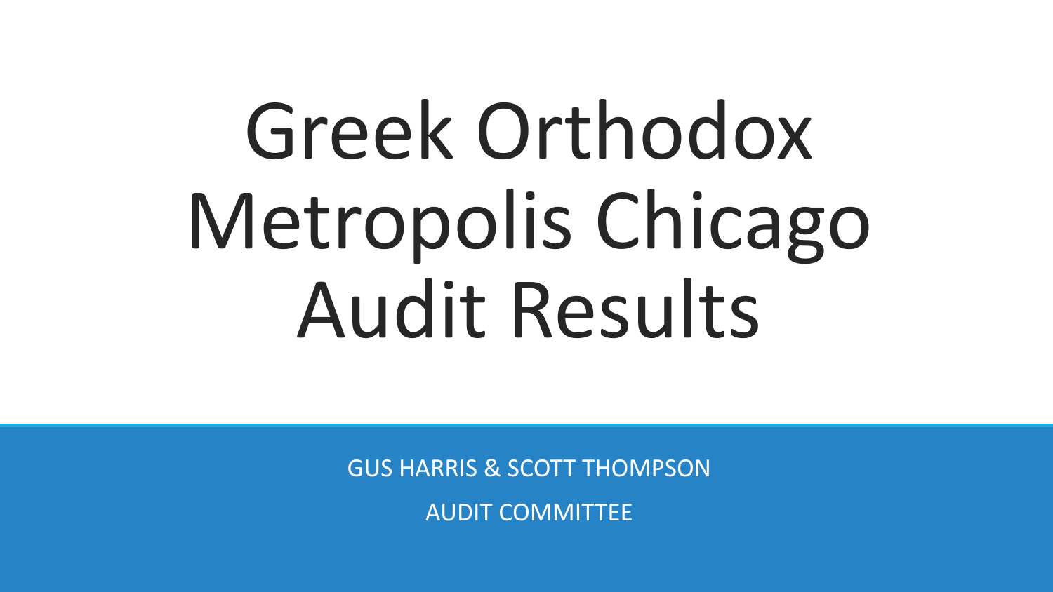# Greek Orthodox Metropolis Chicago Audit Results

GUS HARRIS & SCOTT THOMPSON

AUDIT COMMITTEE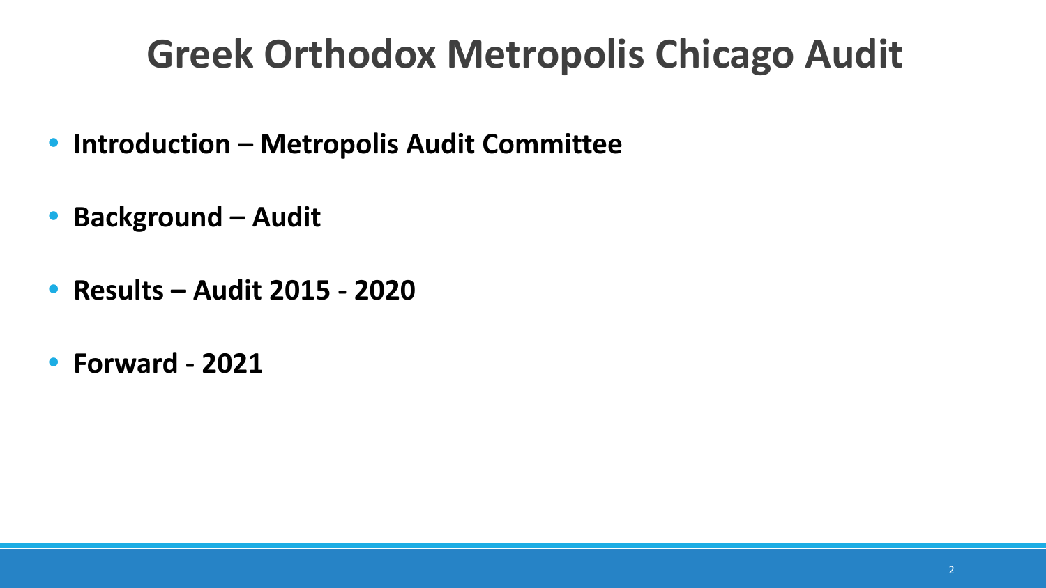# Greek Orthodox Metropolis Chicago Audit

- **Introduction – Metropolis Audit Committee**
- **Background – Audit**
- **Results – Audit 2015 - 2020**
- **Forward - 2021**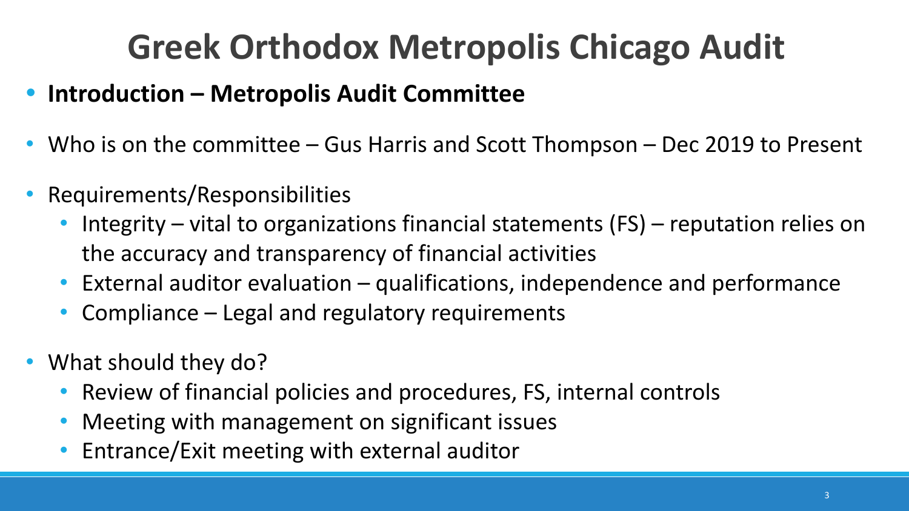# Greek Orthodox Metropolis Chicago Audit

- **Introduction – Metropolis Audit Committee**

- Who is on the committee – Gus Harris and Scott Thompson – Dec 2019 to Present

- Requirements/Responsibilities
  - Integrity – vital to organizations financial statements (FS) – reputation relies on the accuracy and transparency of financial activities
  - External auditor evaluation – qualifications, independence and performance
  - Compliance – Legal and regulatory requirements

- What should they do?
  - Review of financial policies and procedures, FS, internal controls
  - Meeting with management on significant issues
  - Entrance/Exit meeting with external auditor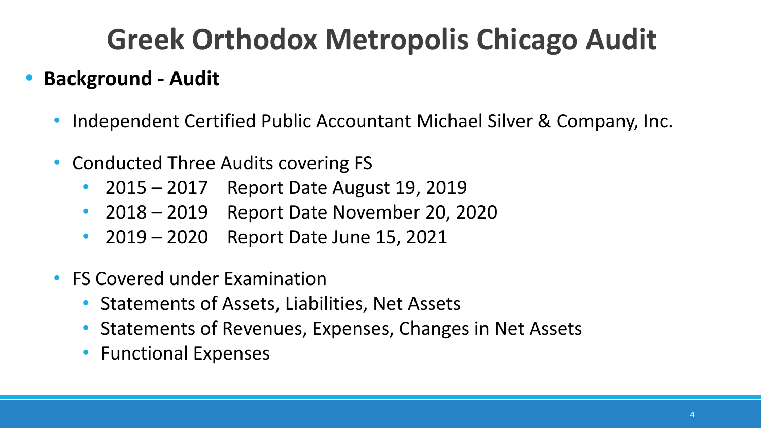# Greek Orthodox Metropolis Chicago Audit

- **Background - Audit**
  - Independent Certified Public Accountant Michael Silver & Company, Inc.
  - Conducted Three Audits covering FS
    - 2015 – 2017 Report Date August 19, 2019
    - 2018 – 2019 Report Date November 20, 2020
    - 2019 – 2020 Report Date June 15, 2021
  - FS Covered under Examination
    - Statements of Assets, Liabilities, Net Assets
    - Statements of Revenues, Expenses, Changes in Net Assets
    - Functional Expenses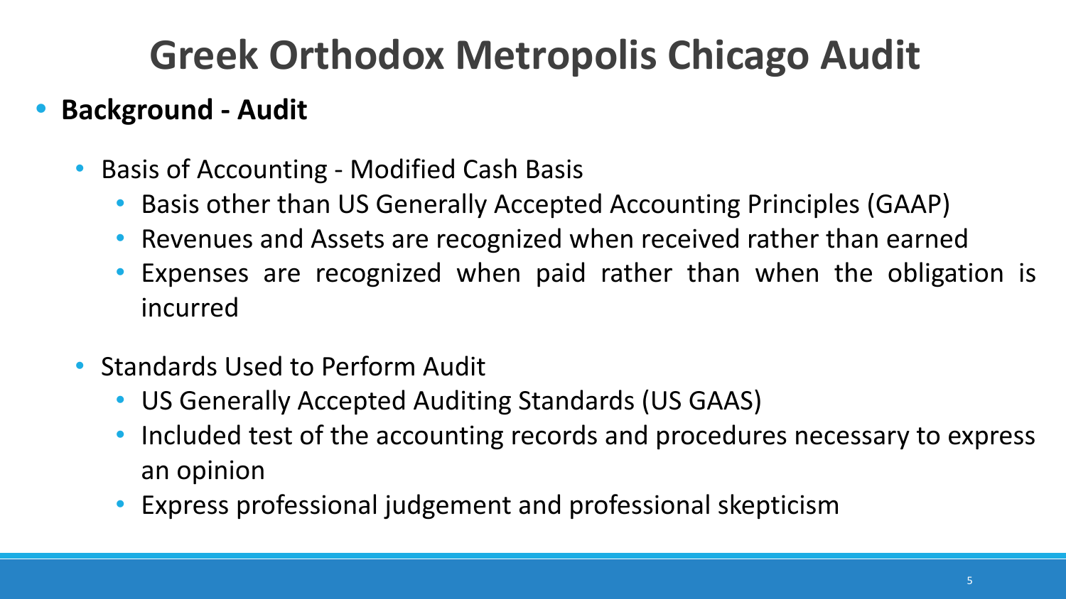# Greek Orthodox Metropolis Chicago Audit

- **Background - Audit**
  - Basis of Accounting - Modified Cash Basis
    - Basis other than US Generally Accepted Accounting Principles (GAAP)
    - Revenues and Assets are recognized when received rather than earned
    - Expenses are recognized when paid rather than when the obligation is incurred
  - Standards Used to Perform Audit
    - US Generally Accepted Auditing Standards (US GAAS)
    - Included test of the accounting records and procedures necessary to express an opinion
    - Express professional judgement and professional skepticism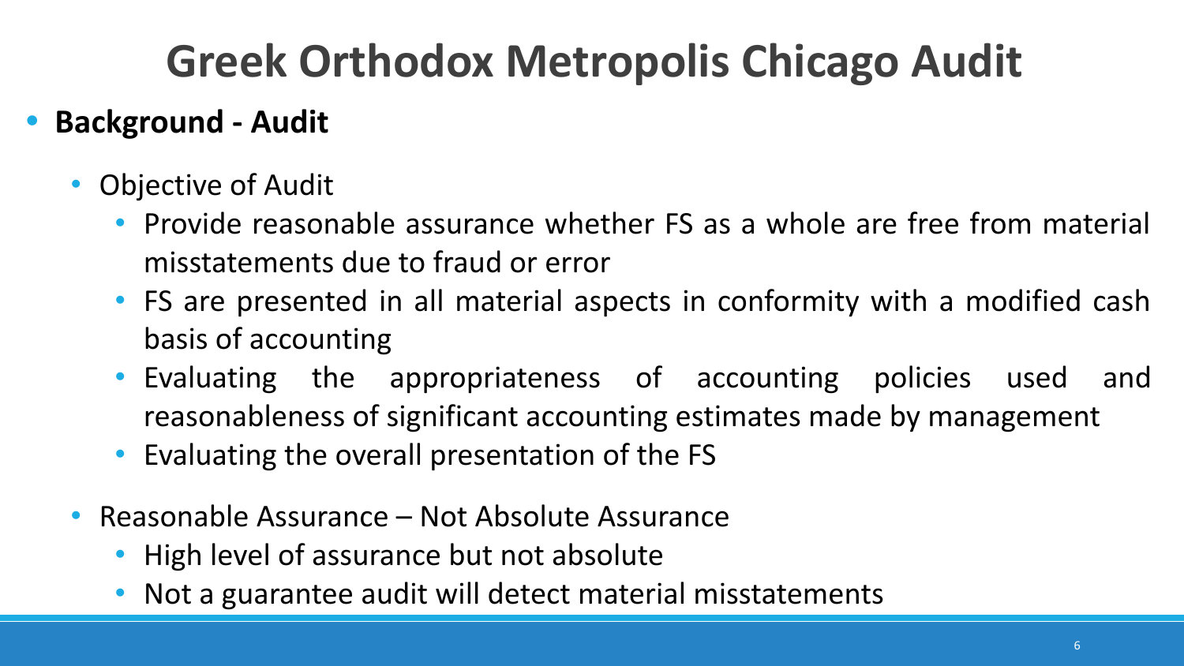# Greek Orthodox Metropolis Chicago Audit

- **Background - Audit**
  - Objective of Audit
    - Provide reasonable assurance whether FS as a whole are free from material misstatements due to fraud or error
    - FS are presented in all material aspects in conformity with a modified cash basis of accounting
    - Evaluating the appropriateness of accounting policies used and reasonableness of significant accounting estimates made by management
    - Evaluating the overall presentation of the FS
  - Reasonable Assurance – Not Absolute Assurance
    - High level of assurance but not absolute
    - Not a guarantee audit will detect material misstatements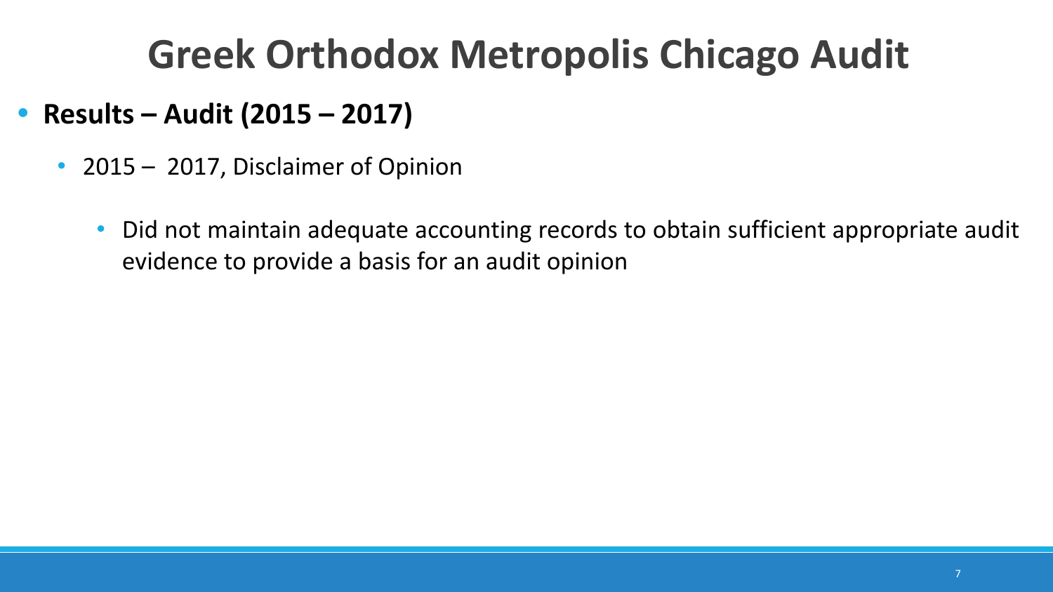# Greek Orthodox Metropolis Chicago Audit

- **Results – Audit (2015 – 2017)**
  - 2015 – 2017, Disclaimer of Opinion
    - Did not maintain adequate accounting records to obtain sufficient appropriate audit evidence to provide a basis for an audit opinion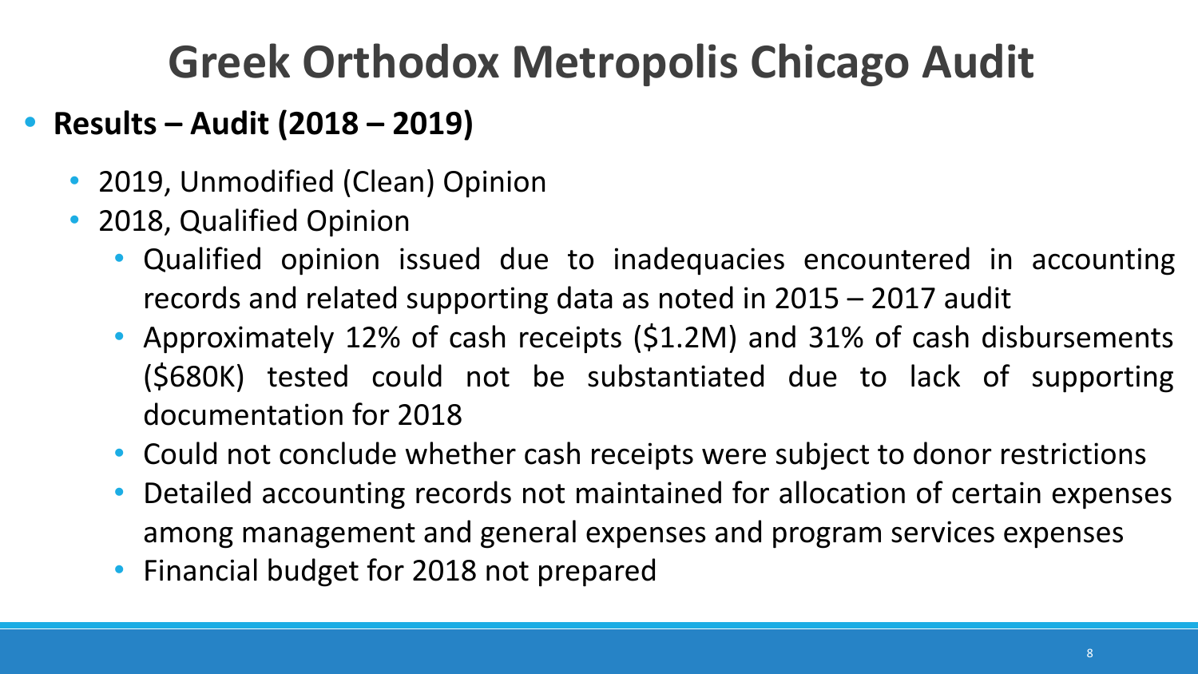# Greek Orthodox Metropolis Chicago Audit

- **Results – Audit (2018 – 2019)**
  - 2019, Unmodified (Clean) Opinion
  - 2018, Qualified Opinion
    - Qualified opinion issued due to inadequacies encountered in accounting records and related supporting data as noted in 2015 – 2017 audit
    - Approximately 12% of cash receipts ($1.2M) and 31% of cash disbursements ($680K) tested could not be substantiated due to lack of supporting documentation for 2018
    - Could not conclude whether cash receipts were subject to donor restrictions
    - Detailed accounting records not maintained for allocation of certain expenses among management and general expenses and program services expenses
    - Financial budget for 2018 not prepared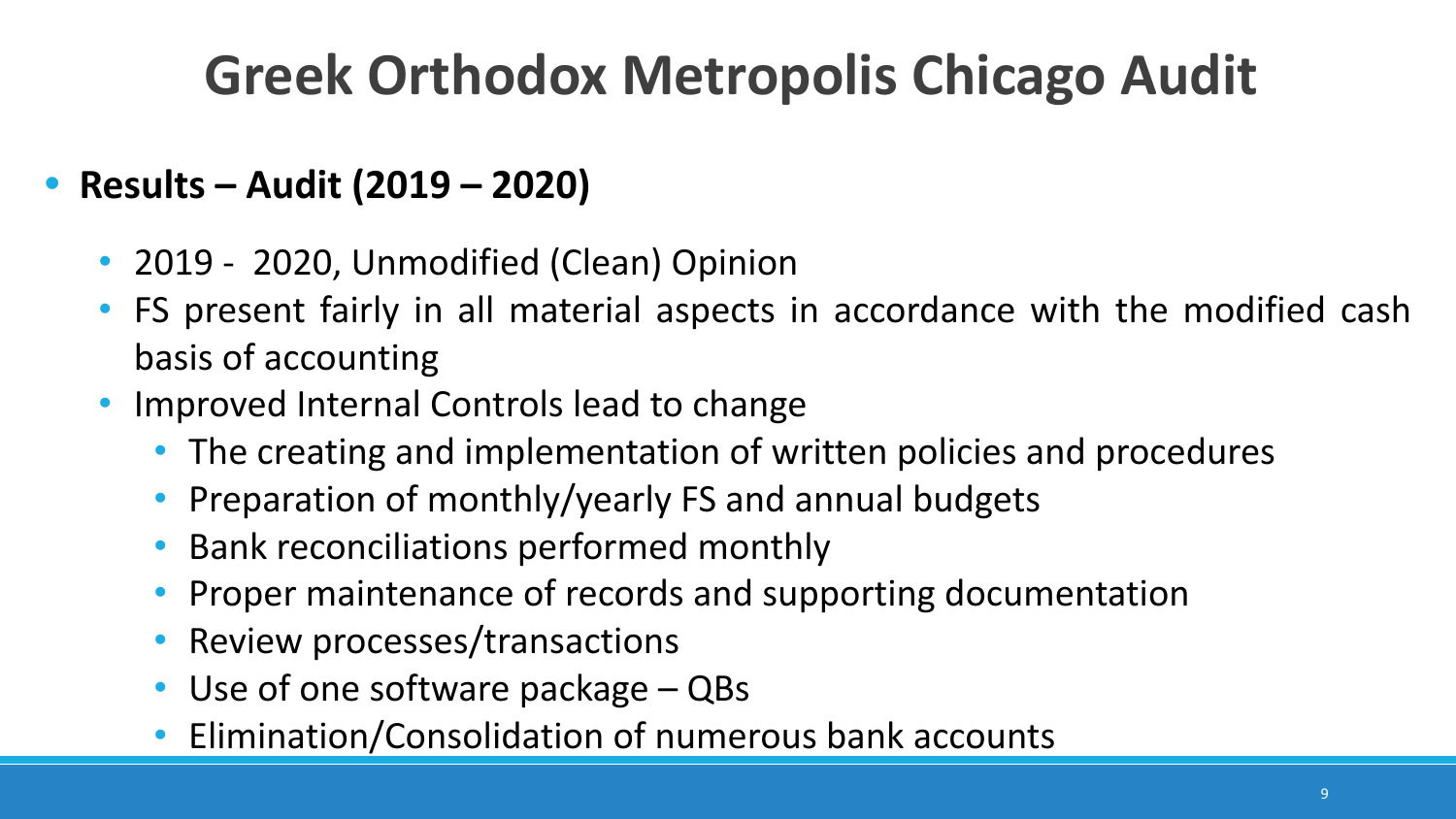# Greek Orthodox Metropolis Chicago Audit

- **Results – Audit (2019 – 2020)**
  - 2019 - 2020, Unmodified (Clean) Opinion
  - FS present fairly in all material aspects in accordance with the modified cash basis of accounting
  - Improved Internal Controls lead to change
    - The creating and implementation of written policies and procedures
    - Preparation of monthly/yearly FS and annual budgets
    - Bank reconciliations performed monthly
    - Proper maintenance of records and supporting documentation
    - Review processes/transactions
    - Use of one software package – QBs
    - Elimination/Consolidation of numerous bank accounts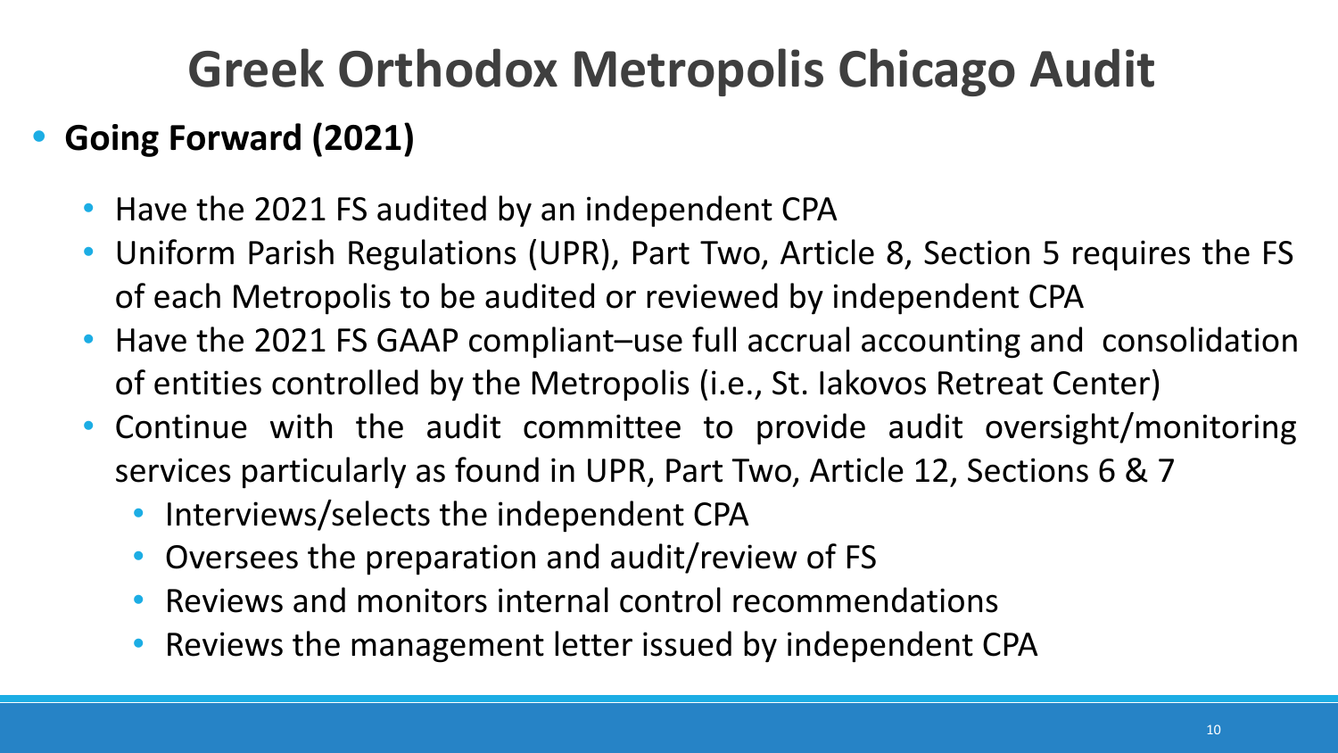# Greek Orthodox Metropolis Chicago Audit

- **Going Forward (2021)**
  - Have the 2021 FS audited by an independent CPA
  - Uniform Parish Regulations (UPR), Part Two, Article 8, Section 5 requires the FS of each Metropolis to be audited or reviewed by independent CPA
  - Have the 2021 FS GAAP compliant–use full accrual accounting and consolidation of entities controlled by the Metropolis (i.e., St. Iakovos Retreat Center)
  - Continue with the audit committee to provide audit oversight/monitoring services particularly as found in UPR, Part Two, Article 12, Sections 6 & 7
    - Interviews/selects the independent CPA
    - Oversees the preparation and audit/review of FS
    - Reviews and monitors internal control recommendations
    - Reviews the management letter issued by independent CPA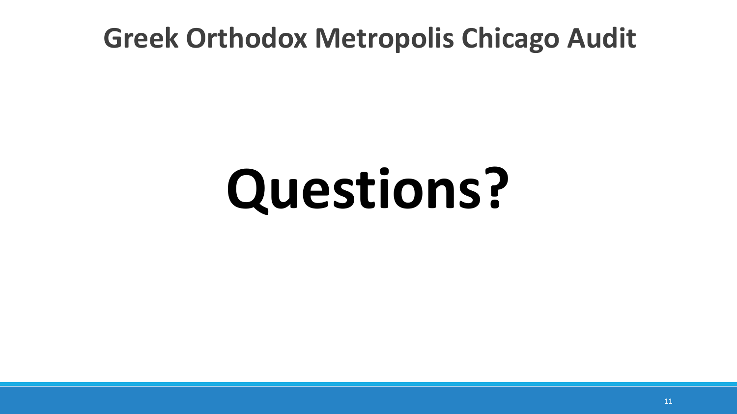## Greek Orthodox Metropolis Chicago Audit

# Questions?